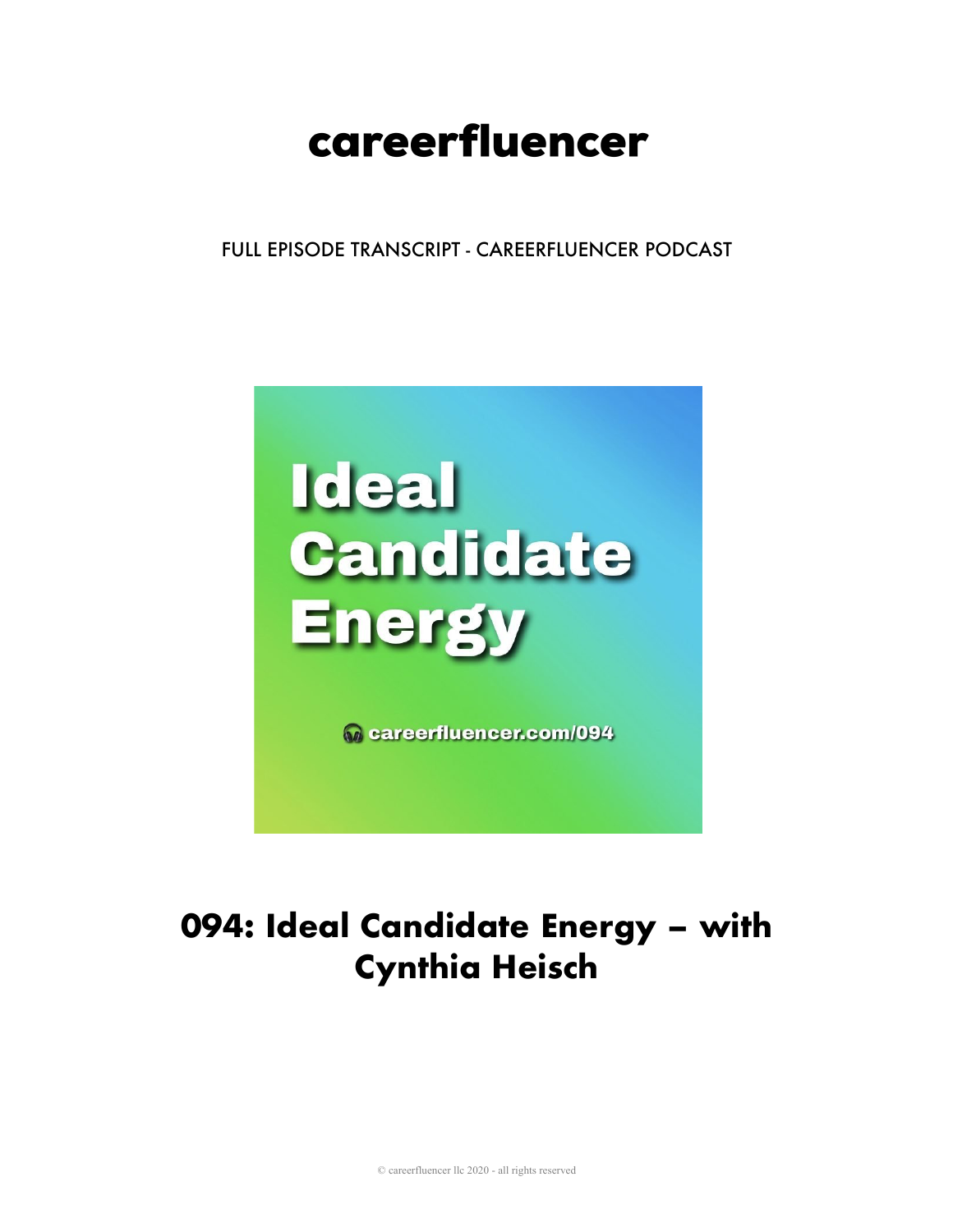# careerfluencer

FULL EPISODE TRANSCRIPT - CAREERFLUENCER PODCAST

Ideal Candidate Energy

careerfluencer.com/094

## 094: Ideal Candidate Energy – with Cynthia Heisch

© careerfluencer llc 2020 - all rights reserved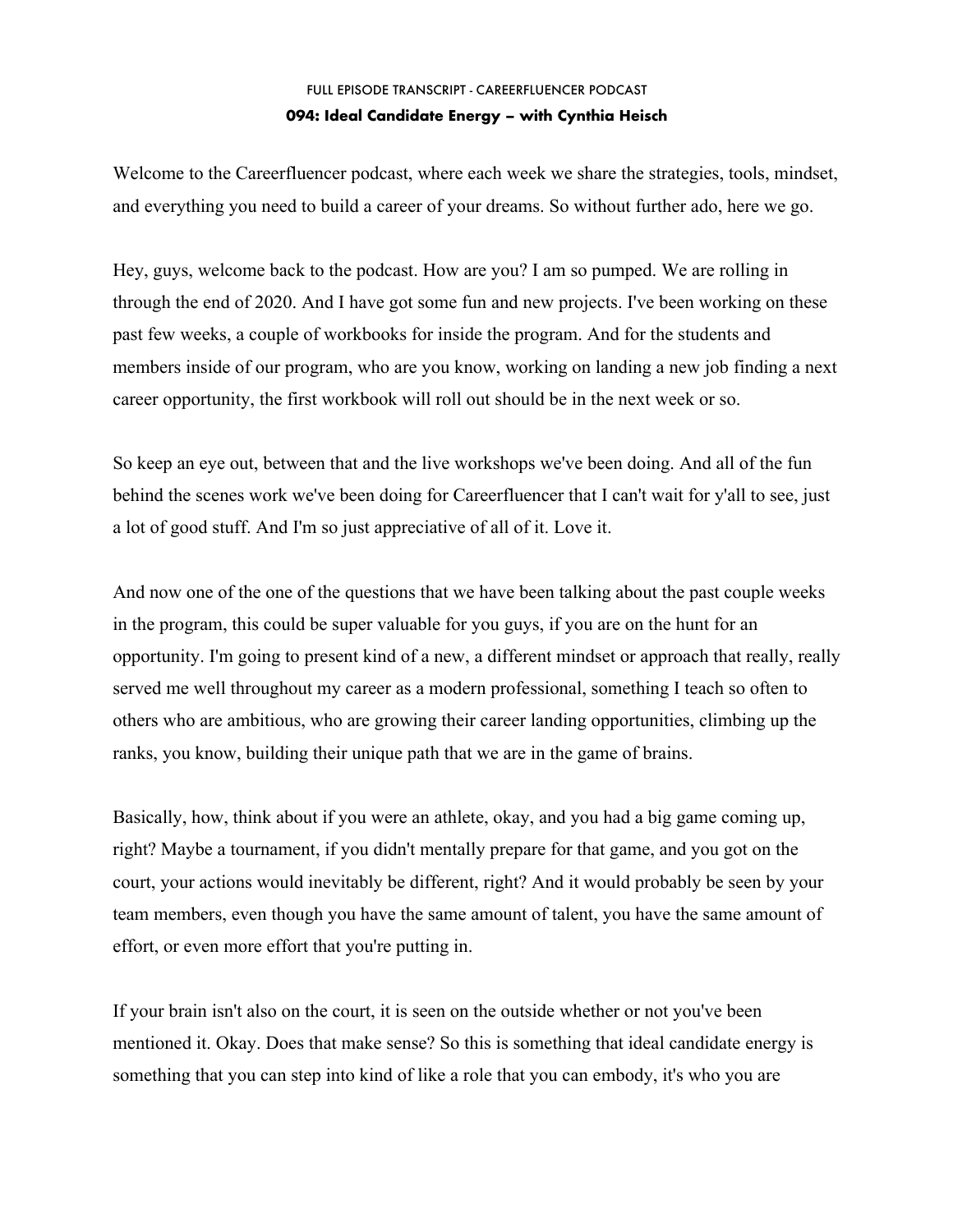FULL EPISODE TRANSCRIPT - CAREERFLUENCER PODCAST

**094: Ideal Candidate Energy – with Cynthia Heisch**

Welcome to the Careerfluencer podcast, where each week we share the strategies, tools, mindset, and everything you need to build a career of your dreams. So without further ado, here we go.

Hey, guys, welcome back to the podcast. How are you? I am so pumped. We are rolling in through the end of 2020. And I have got some fun and new projects. I've been working on these past few weeks, a couple of workbooks for inside the program. And for the students and members inside of our program, who are you know, working on landing a new job finding a next career opportunity, the first workbook will roll out should be in the next week or so.

So keep an eye out, between that and the live workshops we've been doing. And all of the fun behind the scenes work we've been doing for Careerfluencer that I can't wait for y'all to see, just a lot of good stuff. And I'm so just appreciative of all of it. Love it.

And now one of the one of the questions that we have been talking about the past couple weeks in the program, this could be super valuable for you guys, if you are on the hunt for an opportunity. I'm going to present kind of a new, a different mindset or approach that really, really served me well throughout my career as a modern professional, something I teach so often to others who are ambitious, who are growing their career landing opportunities, climbing up the ranks, you know, building their unique path that we are in the game of brains.

Basically, how, think about if you were an athlete, okay, and you had a big game coming up, right? Maybe a tournament, if you didn't mentally prepare for that game, and you got on the court, your actions would inevitably be different, right? And it would probably be seen by your team members, even though you have the same amount of talent, you have the same amount of effort, or even more effort that you're putting in.

If your brain isn't also on the court, it is seen on the outside whether or not you've been mentioned it. Okay. Does that make sense? So this is something that ideal candidate energy is something that you can step into kind of like a role that you can embody, it's who you are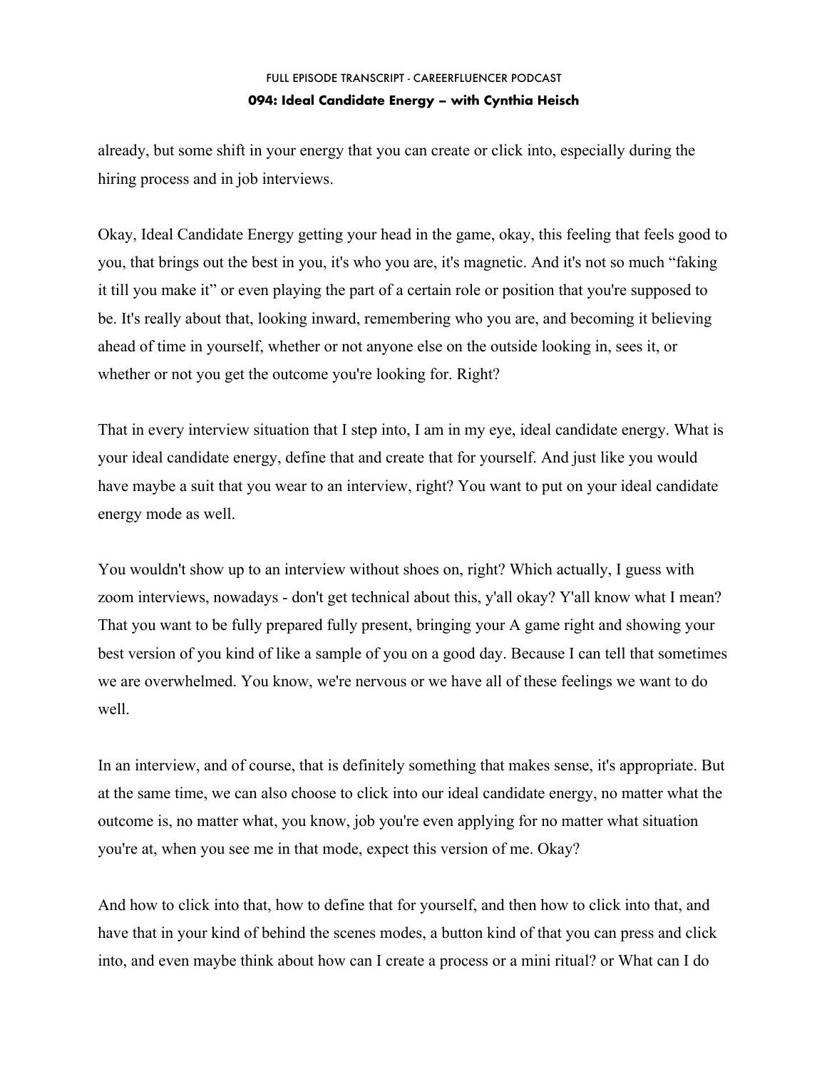already, but some shift in your energy that you can create or click into, especially during the hiring process and in job interviews.

Okay, Ideal Candidate Energy getting your head in the game, okay, this feeling that feels good to you, that brings out the best in you, it's who you are, it's magnetic. And it's not so much "faking it till you make it" or even playing the part of a certain role or position that you're supposed to be. It's really about that, looking inward, remembering who you are, and becoming it believing ahead of time in yourself, whether or not anyone else on the outside looking in, sees it, or whether or not you get the outcome you're looking for. Right?

That in every interview situation that I step into, I am in my eye, ideal candidate energy. What is your ideal candidate energy, define that and create that for yourself. And just like you would have maybe a suit that you wear to an interview, right? You want to put on your ideal candidate energy mode as well.

You wouldn't show up to an interview without shoes on, right? Which actually, I guess with zoom interviews, nowadays - don't get technical about this, y'all okay? Y'all know what I mean? That you want to be fully prepared fully present, bringing your A game right and showing your best version of you kind of like a sample of you on a good day. Because I can tell that sometimes we are overwhelmed. You know, we're nervous or we have all of these feelings we want to do well.

In an interview, and of course, that is definitely something that makes sense, it's appropriate. But at the same time, we can also choose to click into our ideal candidate energy, no matter what the outcome is, no matter what, you know, job you're even applying for no matter what situation you're at, when you see me in that mode, expect this version of me. Okay?

And how to click into that, how to define that for yourself, and then how to click into that, and have that in your kind of behind the scenes modes, a button kind of that you can press and click into, and even maybe think about how can I create a process or a mini ritual? or What can I do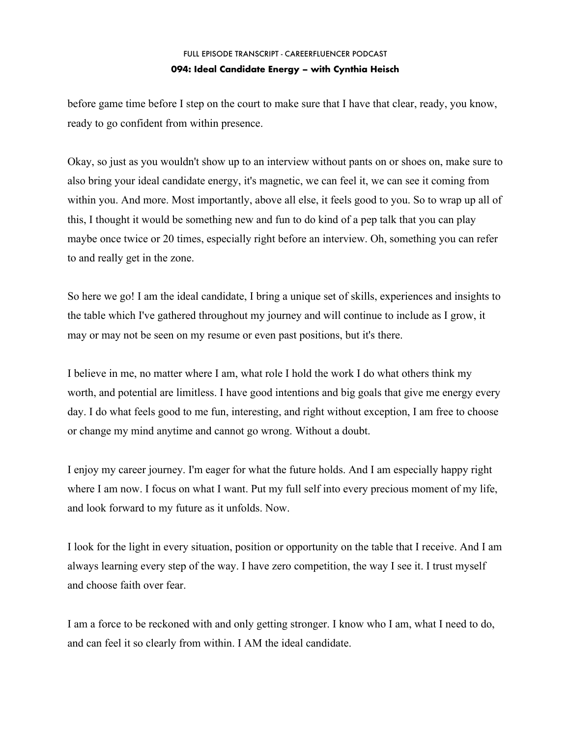before game time before I step on the court to make sure that I have that clear, ready, you know, ready to go confident from within presence.

Okay, so just as you wouldn't show up to an interview without pants on or shoes on, make sure to also bring your ideal candidate energy, it's magnetic, we can feel it, we can see it coming from within you. And more. Most importantly, above all else, it feels good to you. So to wrap up all of this, I thought it would be something new and fun to do kind of a pep talk that you can play maybe once twice or 20 times, especially right before an interview. Oh, something you can refer to and really get in the zone.

So here we go! I am the ideal candidate, I bring a unique set of skills, experiences and insights to the table which I've gathered throughout my journey and will continue to include as I grow, it may or may not be seen on my resume or even past positions, but it's there.

I believe in me, no matter where I am, what role I hold the work I do what others think my worth, and potential are limitless. I have good intentions and big goals that give me energy every day. I do what feels good to me fun, interesting, and right without exception, I am free to choose or change my mind anytime and cannot go wrong. Without a doubt.

I enjoy my career journey. I'm eager for what the future holds. And I am especially happy right where I am now. I focus on what I want. Put my full self into every precious moment of my life, and look forward to my future as it unfolds. Now.

I look for the light in every situation, position or opportunity on the table that I receive. And I am always learning every step of the way. I have zero competition, the way I see it. I trust myself and choose faith over fear.

I am a force to be reckoned with and only getting stronger. I know who I am, what I need to do, and can feel it so clearly from within. I AM the ideal candidate.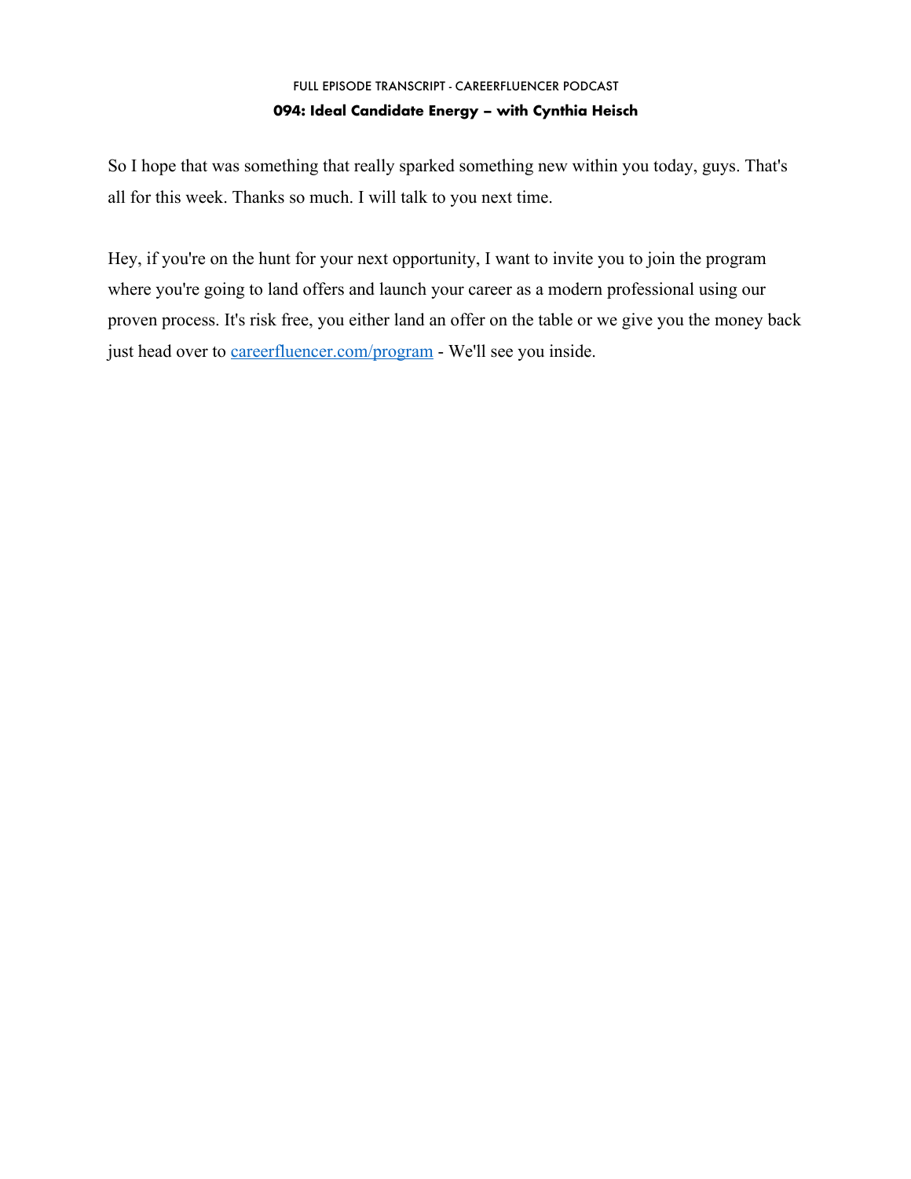So I hope that was something that really sparked something new within you today, guys. That's all for this week. Thanks so much. I will talk to you next time.

Hey, if you're on the hunt for your next opportunity, I want to invite you to join the program where you're going to land offers and launch your career as a modern professional using our proven process. It's risk free, you either land an offer on the table or we give you the money back just head over to [careerfluencer.com/program](careerfluencer.com/program) - We'll see you inside.